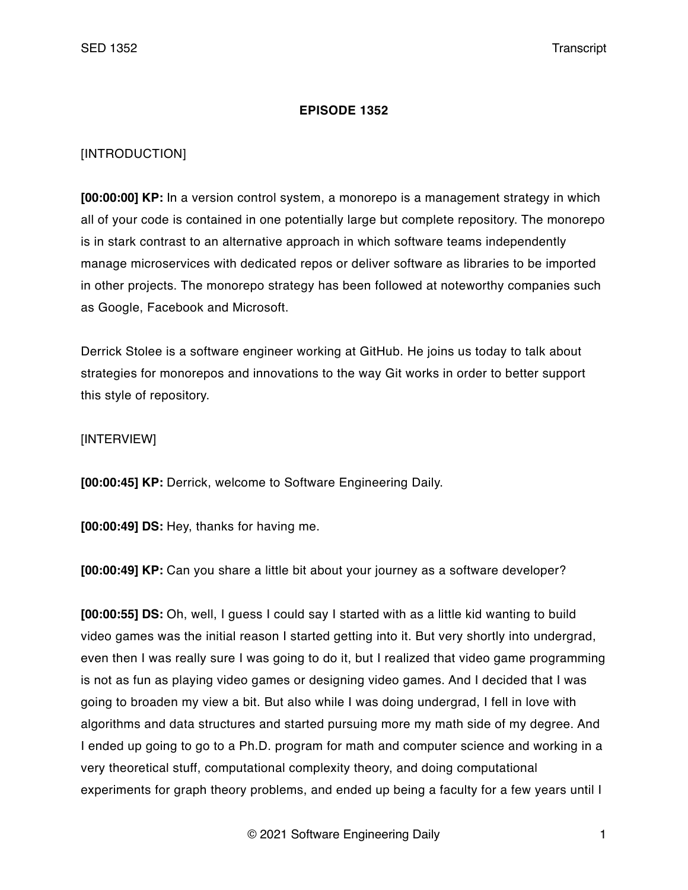**EPISODE 1352**

[INTRODUCTION]

**[00:00:00] KP:** In a version control system, a monorepo is a management strategy in which all of your code is contained in one potentially large but complete repository. The monorepo is in stark contrast to an alternative approach in which software teams independently manage microservices with dedicated repos or deliver software as libraries to be imported in other projects. The monorepo strategy has been followed at noteworthy companies such as Google, Facebook and Microsoft.

Derrick Stolee is a software engineer working at GitHub. He joins us today to talk about strategies for monorepos and innovations to the way Git works in order to better support this style of repository.

[INTERVIEW]

**[00:00:45] KP:** Derrick, welcome to Software Engineering Daily.

**[00:00:49] DS:** Hey, thanks for having me.

**[00:00:49] KP:** Can you share a little bit about your journey as a software developer?

**[00:00:55] DS:** Oh, well, I guess I could say I started with as a little kid wanting to build video games was the initial reason I started getting into it. But very shortly into undergrad, even then I was really sure I was going to do it, but I realized that video game programming is not as fun as playing video games or designing video games. And I decided that I was going to broaden my view a bit. But also while I was doing undergrad, I fell in love with algorithms and data structures and started pursuing more my math side of my degree. And I ended up going to go to a Ph.D. program for math and computer science and working in a very theoretical stuff, computational complexity theory, and doing computational experiments for graph theory problems, and ended up being a faculty for a few years until I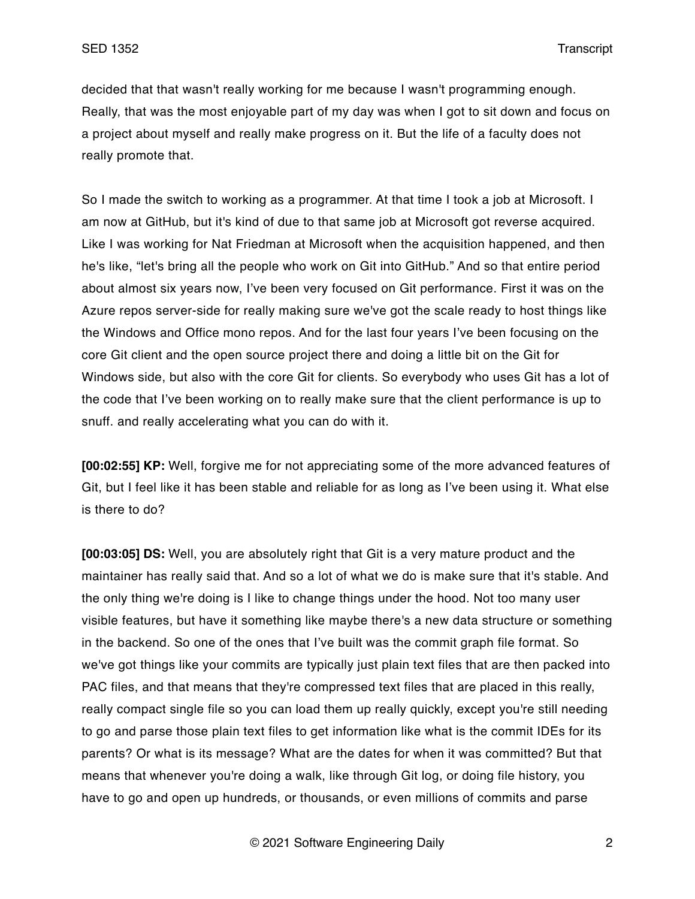decided that that wasn't really working for me because I wasn't programming enough. Really, that was the most enjoyable part of my day was when I got to sit down and focus on a project about myself and really make progress on it. But the life of a faculty does not really promote that.

So I made the switch to working as a programmer. At that time I took a job at Microsoft. I am now at GitHub, but it's kind of due to that same job at Microsoft got reverse acquired. Like I was working for Nat Friedman at Microsoft when the acquisition happened, and then he's like, "let's bring all the people who work on Git into GitHub." And so that entire period about almost six years now, I've been very focused on Git performance. First it was on the Azure repos server-side for really making sure we've got the scale ready to host things like the Windows and Office mono repos. And for the last four years I've been focusing on the core Git client and the open source project there and doing a little bit on the Git for Windows side, but also with the core Git for clients. So everybody who uses Git has a lot of the code that I've been working on to really make sure that the client performance is up to snuff. and really accelerating what you can do with it.

**[00:02:55] KP:** Well, forgive me for not appreciating some of the more advanced features of Git, but I feel like it has been stable and reliable for as long as I've been using it. What else is there to do?

**[00:03:05] DS:** Well, you are absolutely right that Git is a very mature product and the maintainer has really said that. And so a lot of what we do is make sure that it's stable. And the only thing we're doing is I like to change things under the hood. Not too many user visible features, but have it something like maybe there's a new data structure or something in the backend. So one of the ones that I've built was the commit graph file format. So we've got things like your commits are typically just plain text files that are then packed into PAC files, and that means that they're compressed text files that are placed in this really, really compact single file so you can load them up really quickly, except you're still needing to go and parse those plain text files to get information like what is the commit IDEs for its parents? Or what is its message? What are the dates for when it was committed? But that means that whenever you're doing a walk, like through Git log, or doing file history, you have to go and open up hundreds, or thousands, or even millions of commits and parse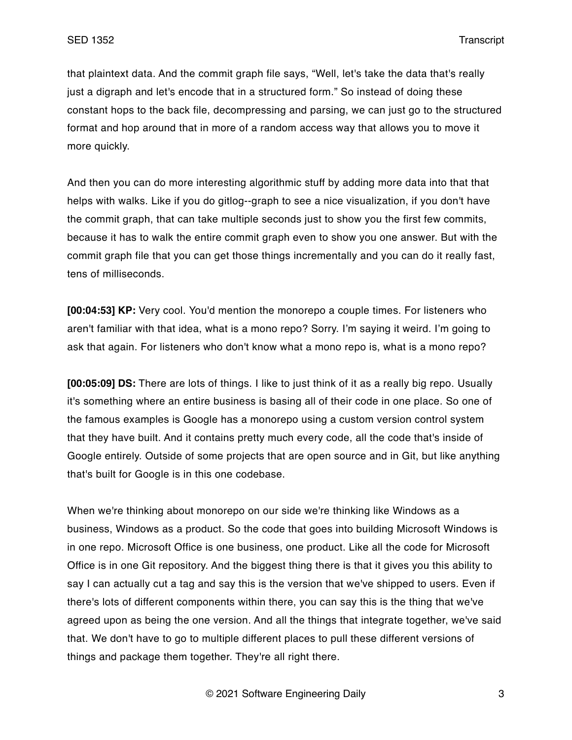that plaintext data. And the commit graph file says, "Well, let's take the data that's really just a digraph and let's encode that in a structured form." So instead of doing these constant hops to the back file, decompressing and parsing, we can just go to the structured format and hop around that in more of a random access way that allows you to move it more quickly.

And then you can do more interesting algorithmic stuff by adding more data into that that helps with walks. Like if you do gitlog--graph to see a nice visualization, if you don't have the commit graph, that can take multiple seconds just to show you the first few commits, because it has to walk the entire commit graph even to show you one answer. But with the commit graph file that you can get those things incrementally and you can do it really fast, tens of milliseconds.

**[00:04:53] KP:** Very cool. You'd mention the monorepo a couple times. For listeners who aren't familiar with that idea, what is a mono repo? Sorry. I'm saying it weird. I'm going to ask that again. For listeners who don't know what a mono repo is, what is a mono repo?

**[00:05:09] DS:** There are lots of things. I like to just think of it as a really big repo. Usually it's something where an entire business is basing all of their code in one place. So one of the famous examples is Google has a monorepo using a custom version control system that they have built. And it contains pretty much every code, all the code that's inside of Google entirely. Outside of some projects that are open source and in Git, but like anything that's built for Google is in this one codebase.

When we're thinking about monorepo on our side we're thinking like Windows as a business, Windows as a product. So the code that goes into building Microsoft Windows is in one repo. Microsoft Office is one business, one product. Like all the code for Microsoft Office is in one Git repository. And the biggest thing there is that it gives you this ability to say I can actually cut a tag and say this is the version that we've shipped to users. Even if there's lots of different components within there, you can say this is the thing that we've agreed upon as being the one version. And all the things that integrate together, we've said that. We don't have to go to multiple different places to pull these different versions of things and package them together. They're all right there.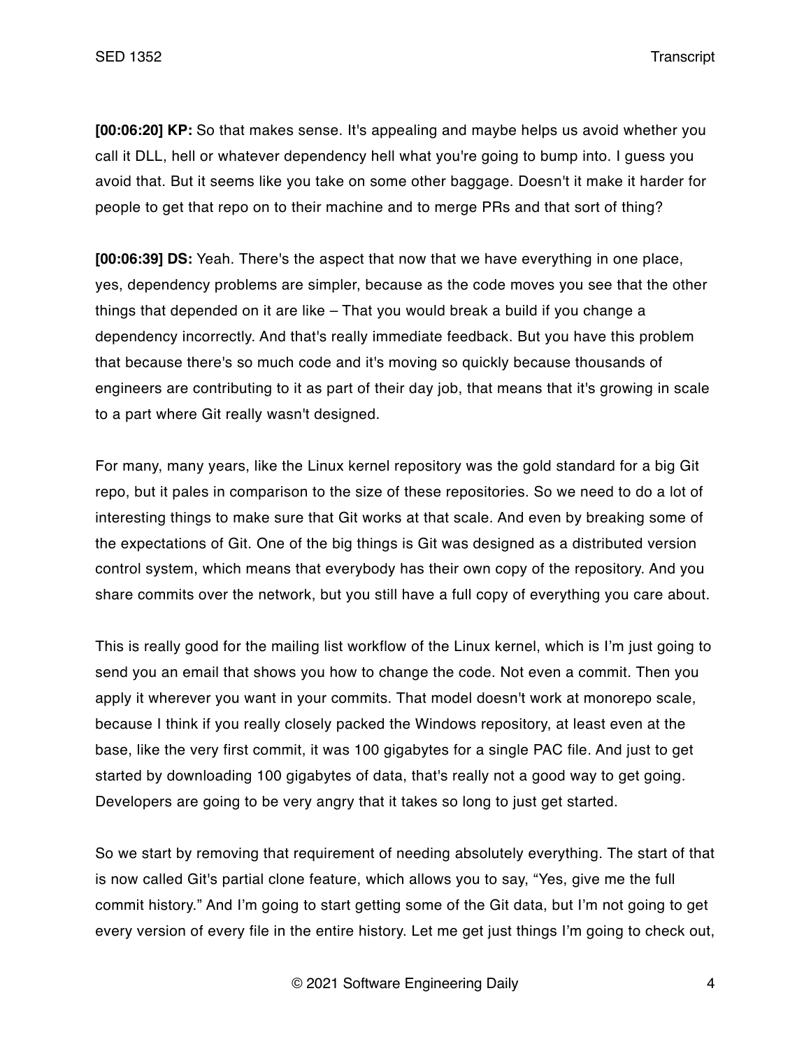**[00:06:20] KP:** So that makes sense. It's appealing and maybe helps us avoid whether you call it DLL, hell or whatever dependency hell what you're going to bump into. I guess you avoid that. But it seems like you take on some other baggage. Doesn't it make it harder for people to get that repo on to their machine and to merge PRs and that sort of thing?

**[00:06:39] DS:** Yeah. There's the aspect that now that we have everything in one place, yes, dependency problems are simpler, because as the code moves you see that the other things that depended on it are like – That you would break a build if you change a dependency incorrectly. And that's really immediate feedback. But you have this problem that because there's so much code and it's moving so quickly because thousands of engineers are contributing to it as part of their day job, that means that it's growing in scale to a part where Git really wasn't designed.

For many, many years, like the Linux kernel repository was the gold standard for a big Git repo, but it pales in comparison to the size of these repositories. So we need to do a lot of interesting things to make sure that Git works at that scale. And even by breaking some of the expectations of Git. One of the big things is Git was designed as a distributed version control system, which means that everybody has their own copy of the repository. And you share commits over the network, but you still have a full copy of everything you care about.

This is really good for the mailing list workflow of the Linux kernel, which is I'm just going to send you an email that shows you how to change the code. Not even a commit. Then you apply it wherever you want in your commits. That model doesn't work at monorepo scale, because I think if you really closely packed the Windows repository, at least even at the base, like the very first commit, it was 100 gigabytes for a single PAC file. And just to get started by downloading 100 gigabytes of data, that's really not a good way to get going. Developers are going to be very angry that it takes so long to just get started.

So we start by removing that requirement of needing absolutely everything. The start of that is now called Git's partial clone feature, which allows you to say, "Yes, give me the full commit history." And I'm going to start getting some of the Git data, but I'm not going to get every version of every file in the entire history. Let me get just things I'm going to check out,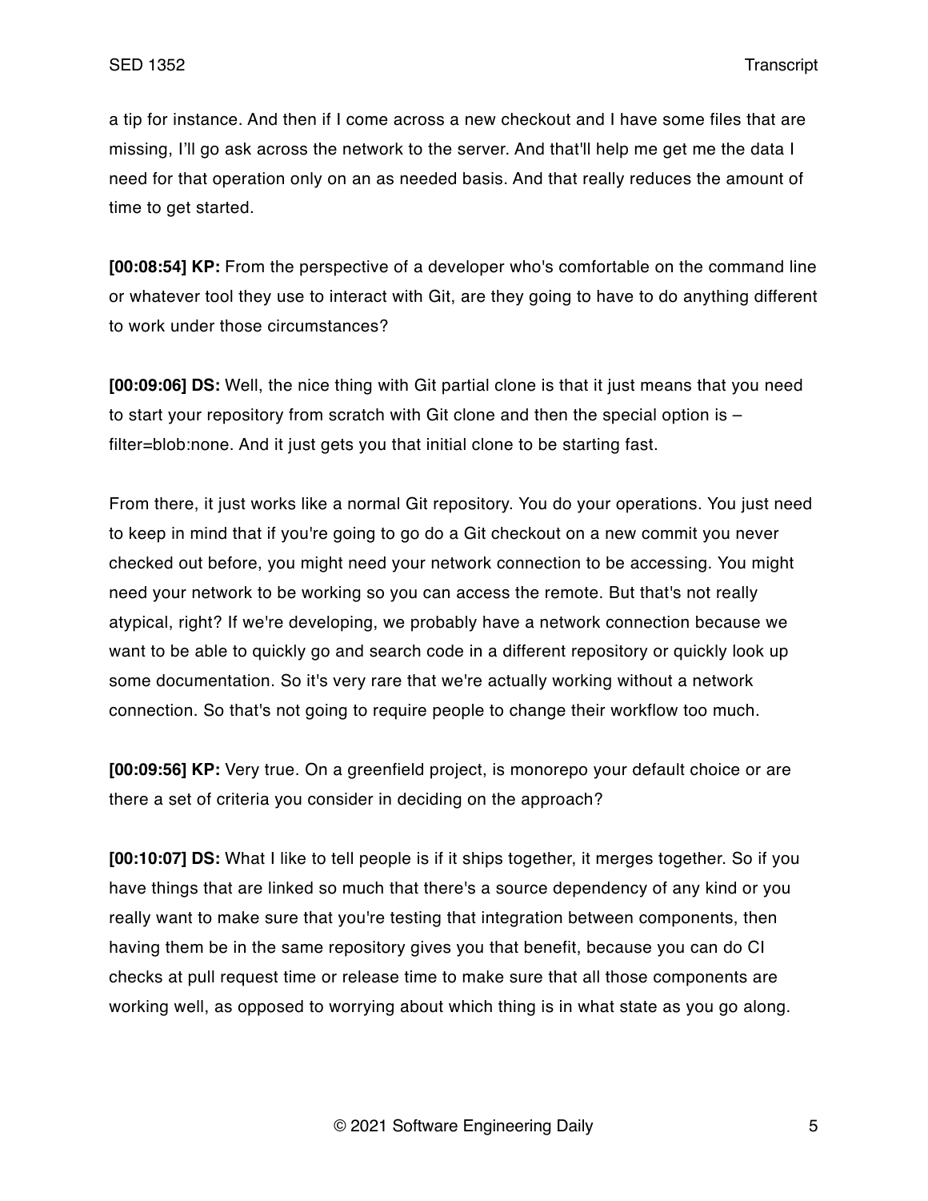a tip for instance. And then if I come across a new checkout and I have some files that are missing, I'll go ask across the network to the server. And that'll help me get me the data I need for that operation only on an as needed basis. And that really reduces the amount of time to get started.

**[00:08:54] KP:** From the perspective of a developer who's comfortable on the command line or whatever tool they use to interact with Git, are they going to have to do anything different to work under those circumstances?

**[00:09:06] DS:** Well, the nice thing with Git partial clone is that it just means that you need to start your repository from scratch with Git clone and then the special option is –filter=blob:none. And it just gets you that initial clone to be starting fast.

From there, it just works like a normal Git repository. You do your operations. You just need to keep in mind that if you're going to go do a Git checkout on a new commit you never checked out before, you might need your network connection to be accessing. You might need your network to be working so you can access the remote. But that's not really atypical, right? If we're developing, we probably have a network connection because we want to be able to quickly go and search code in a different repository or quickly look up some documentation. So it's very rare that we're actually working without a network connection. So that's not going to require people to change their workflow too much.

**[00:09:56] KP:** Very true. On a greenfield project, is monorepo your default choice or are there a set of criteria you consider in deciding on the approach?

**[00:10:07] DS:** What I like to tell people is if it ships together, it merges together. So if you have things that are linked so much that there's a source dependency of any kind or you really want to make sure that you're testing that integration between components, then having them be in the same repository gives you that benefit, because you can do CI checks at pull request time or release time to make sure that all those components are working well, as opposed to worrying about which thing is in what state as you go along.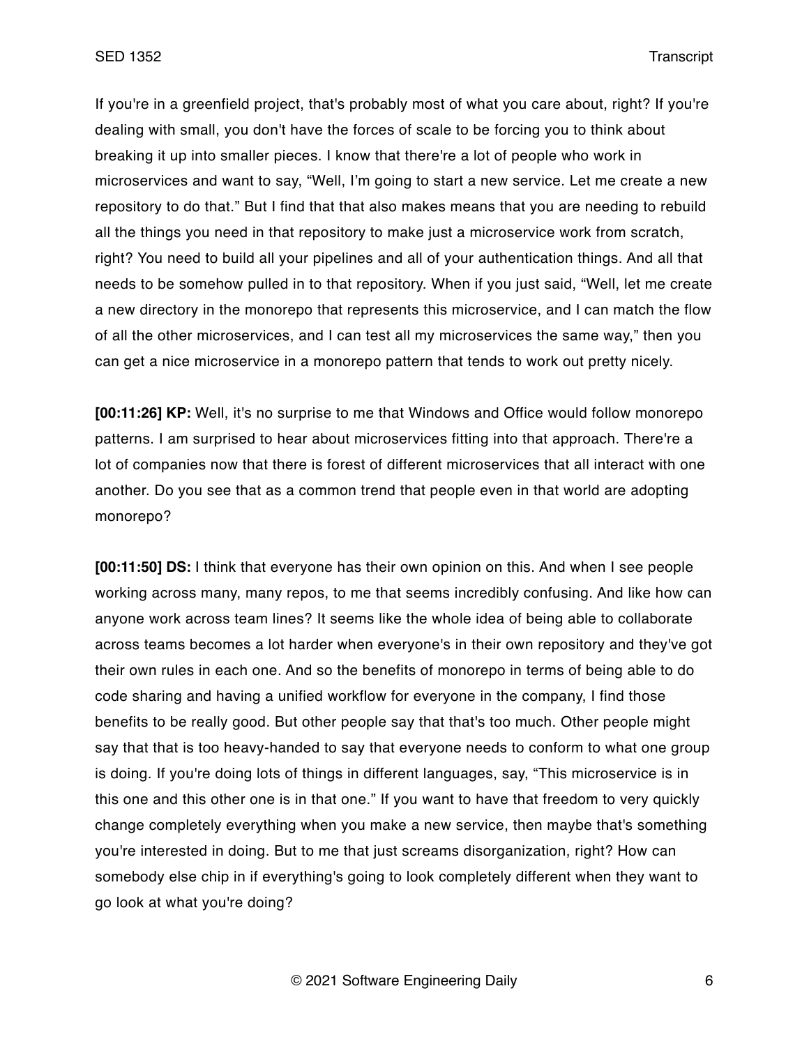If you're in a greenfield project, that's probably most of what you care about, right? If you're dealing with small, you don't have the forces of scale to be forcing you to think about breaking it up into smaller pieces. I know that there're a lot of people who work in microservices and want to say, "Well, I'm going to start a new service. Let me create a new repository to do that." But I find that that also makes means that you are needing to rebuild all the things you need in that repository to make just a microservice work from scratch, right? You need to build all your pipelines and all of your authentication things. And all that needs to be somehow pulled in to that repository. When if you just said, "Well, let me create a new directory in the monorepo that represents this microservice, and I can match the flow of all the other microservices, and I can test all my microservices the same way," then you can get a nice microservice in a monorepo pattern that tends to work out pretty nicely.

**[00:11:26] KP:** Well, it's no surprise to me that Windows and Office would follow monorepo patterns. I am surprised to hear about microservices fitting into that approach. There're a lot of companies now that there is forest of different microservices that all interact with one another. Do you see that as a common trend that people even in that world are adopting monorepo?

**[00:11:50] DS:** I think that everyone has their own opinion on this. And when I see people working across many, many repos, to me that seems incredibly confusing. And like how can anyone work across team lines? It seems like the whole idea of being able to collaborate across teams becomes a lot harder when everyone's in their own repository and they've got their own rules in each one. And so the benefits of monorepo in terms of being able to do code sharing and having a unified workflow for everyone in the company, I find those benefits to be really good. But other people say that that's too much. Other people might say that that is too heavy-handed to say that everyone needs to conform to what one group is doing. If you're doing lots of things in different languages, say, "This microservice is in this one and this other one is in that one." If you want to have that freedom to very quickly change completely everything when you make a new service, then maybe that's something you're interested in doing. But to me that just screams disorganization, right? How can somebody else chip in if everything's going to look completely different when they want to go look at what you're doing?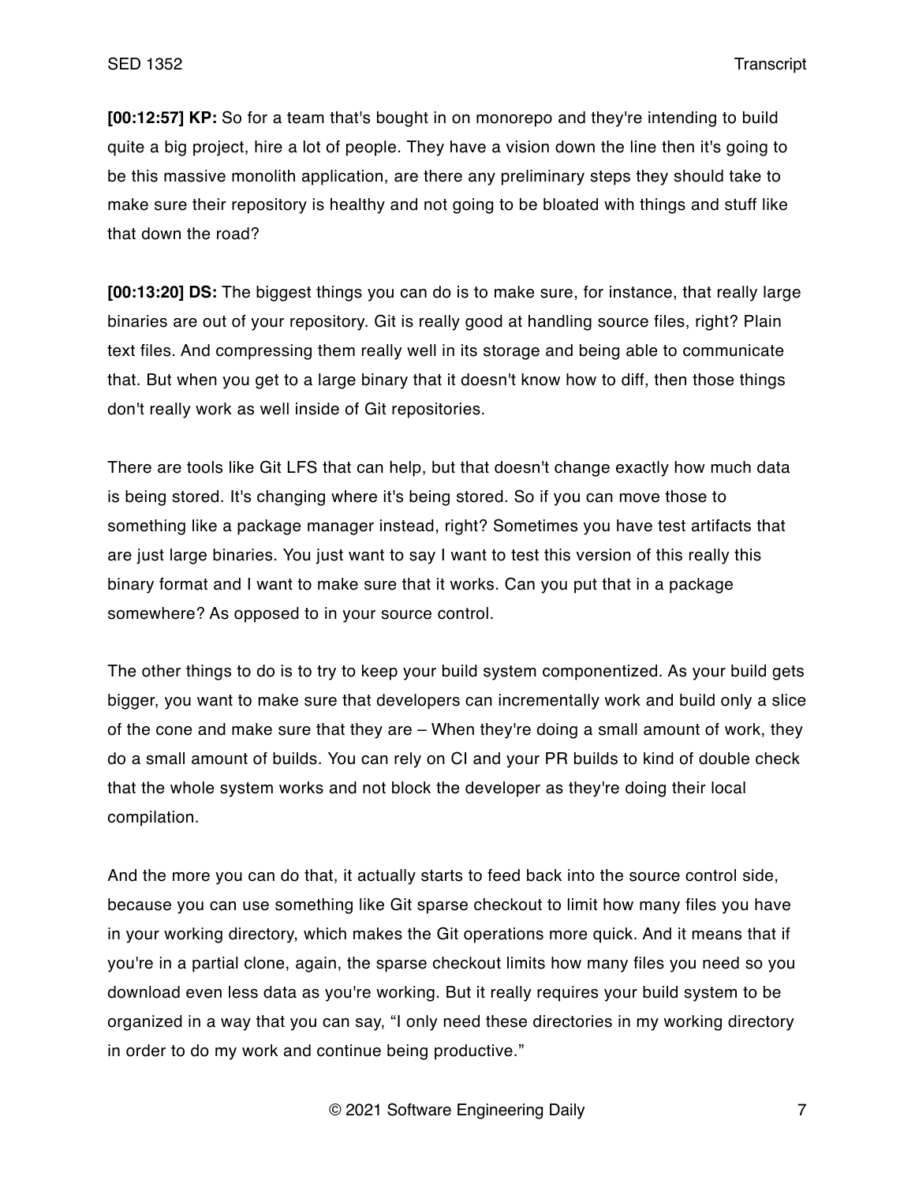**[00:12:57] KP:** So for a team that's bought in on monorepo and they're intending to build quite a big project, hire a lot of people. They have a vision down the line then it's going to be this massive monolith application, are there any preliminary steps they should take to make sure their repository is healthy and not going to be bloated with things and stuff like that down the road?

**[00:13:20] DS:** The biggest things you can do is to make sure, for instance, that really large binaries are out of your repository. Git is really good at handling source files, right? Plain text files. And compressing them really well in its storage and being able to communicate that. But when you get to a large binary that it doesn't know how to diff, then those things don't really work as well inside of Git repositories.

There are tools like Git LFS that can help, but that doesn't change exactly how much data is being stored. It's changing where it's being stored. So if you can move those to something like a package manager instead, right? Sometimes you have test artifacts that are just large binaries. You just want to say I want to test this version of this really this binary format and I want to make sure that it works. Can you put that in a package somewhere? As opposed to in your source control.

The other things to do is to try to keep your build system componentized. As your build gets bigger, you want to make sure that developers can incrementally work and build only a slice of the cone and make sure that they are – When they're doing a small amount of work, they do a small amount of builds. You can rely on CI and your PR builds to kind of double check that the whole system works and not block the developer as they're doing their local compilation.

And the more you can do that, it actually starts to feed back into the source control side, because you can use something like Git sparse checkout to limit how many files you have in your working directory, which makes the Git operations more quick. And it means that if you're in a partial clone, again, the sparse checkout limits how many files you need so you download even less data as you're working. But it really requires your build system to be organized in a way that you can say, "I only need these directories in my working directory in order to do my work and continue being productive."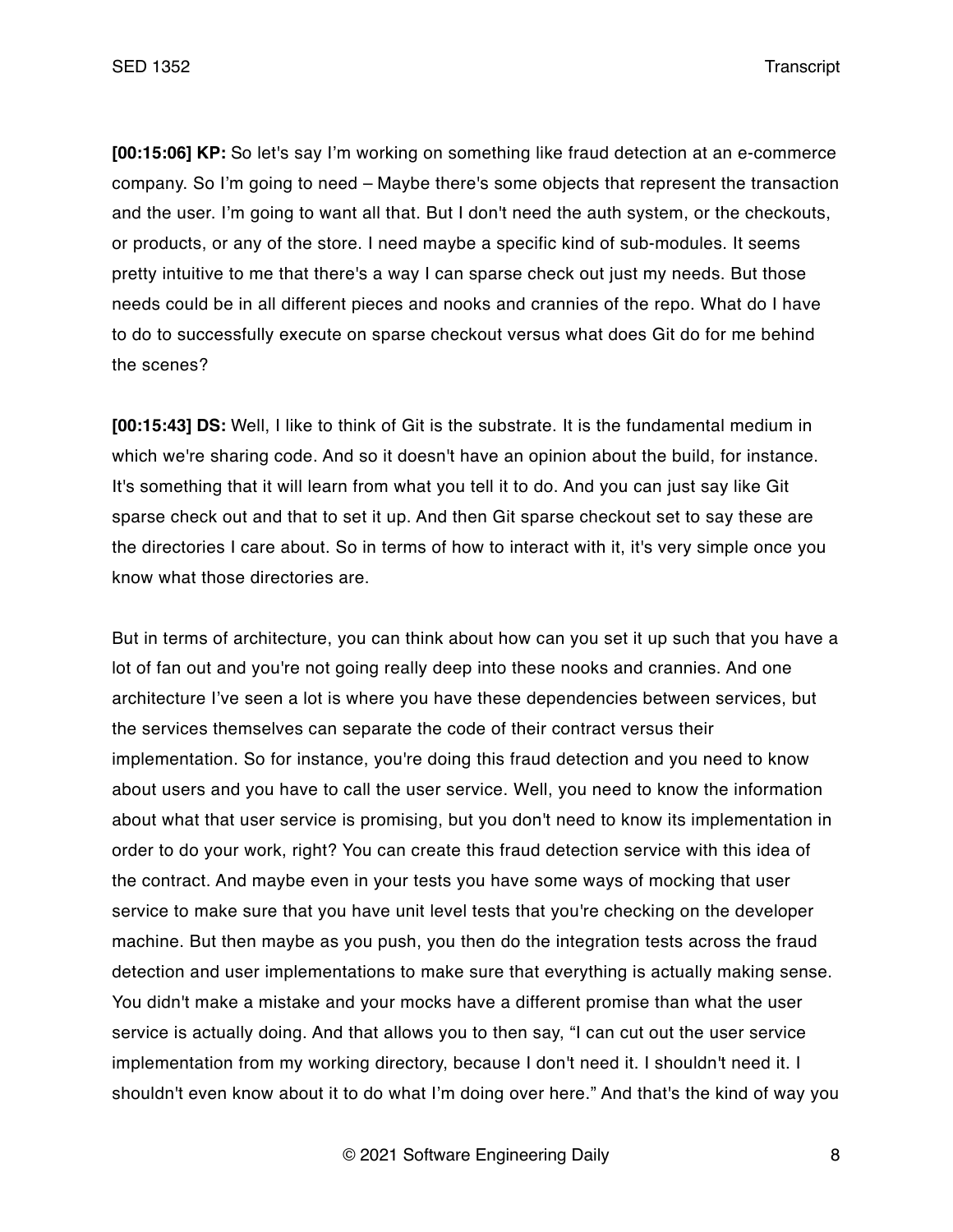**[00:15:06] KP:** So let's say I'm working on something like fraud detection at an e-commerce company. So I'm going to need – Maybe there's some objects that represent the transaction and the user. I'm going to want all that. But I don't need the auth system, or the checkouts, or products, or any of the store. I need maybe a specific kind of sub-modules. It seems pretty intuitive to me that there's a way I can sparse check out just my needs. But those needs could be in all different pieces and nooks and crannies of the repo. What do I have to do to successfully execute on sparse checkout versus what does Git do for me behind the scenes?

**[00:15:43] DS:** Well, I like to think of Git is the substrate. It is the fundamental medium in which we're sharing code. And so it doesn't have an opinion about the build, for instance. It's something that it will learn from what you tell it to do. And you can just say like Git sparse check out and that to set it up. And then Git sparse checkout set to say these are the directories I care about. So in terms of how to interact with it, it's very simple once you know what those directories are.

But in terms of architecture, you can think about how can you set it up such that you have a lot of fan out and you're not going really deep into these nooks and crannies. And one architecture I've seen a lot is where you have these dependencies between services, but the services themselves can separate the code of their contract versus their implementation. So for instance, you're doing this fraud detection and you need to know about users and you have to call the user service. Well, you need to know the information about what that user service is promising, but you don't need to know its implementation in order to do your work, right? You can create this fraud detection service with this idea of the contract. And maybe even in your tests you have some ways of mocking that user service to make sure that you have unit level tests that you're checking on the developer machine. But then maybe as you push, you then do the integration tests across the fraud detection and user implementations to make sure that everything is actually making sense. You didn't make a mistake and your mocks have a different promise than what the user service is actually doing. And that allows you to then say, "I can cut out the user service implementation from my working directory, because I don't need it. I shouldn't need it. I shouldn't even know about it to do what I'm doing over here." And that's the kind of way you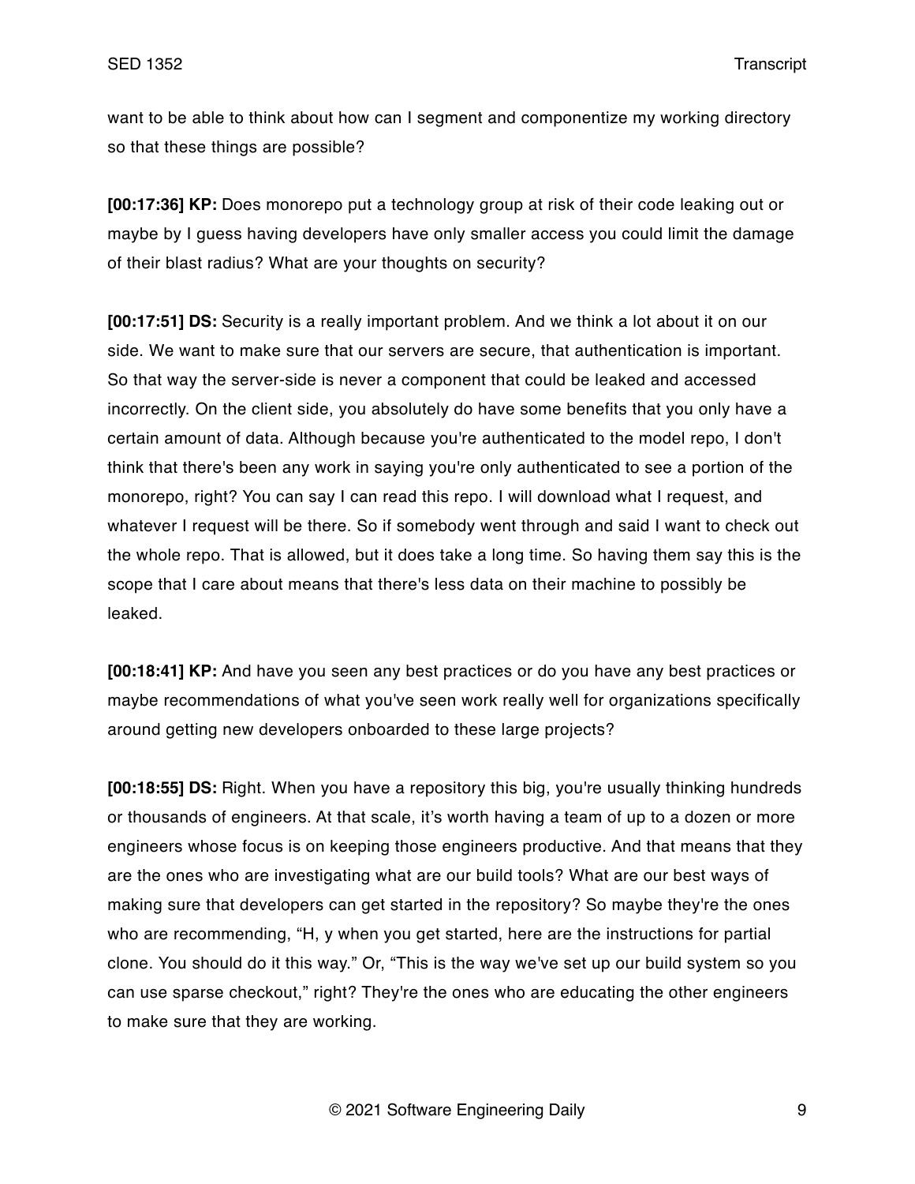want to be able to think about how can I segment and componentize my working directory so that these things are possible?

**[00:17:36] KP:** Does monorepo put a technology group at risk of their code leaking out or maybe by I guess having developers have only smaller access you could limit the damage of their blast radius? What are your thoughts on security?

**[00:17:51] DS:** Security is a really important problem. And we think a lot about it on our side. We want to make sure that our servers are secure, that authentication is important. So that way the server-side is never a component that could be leaked and accessed incorrectly. On the client side, you absolutely do have some benefits that you only have a certain amount of data. Although because you're authenticated to the model repo, I don't think that there's been any work in saying you're only authenticated to see a portion of the monorepo, right? You can say I can read this repo. I will download what I request, and whatever I request will be there. So if somebody went through and said I want to check out the whole repo. That is allowed, but it does take a long time. So having them say this is the scope that I care about means that there's less data on their machine to possibly be leaked.

**[00:18:41] KP:** And have you seen any best practices or do you have any best practices or maybe recommendations of what you've seen work really well for organizations specifically around getting new developers onboarded to these large projects?

**[00:18:55] DS:** Right. When you have a repository this big, you're usually thinking hundreds or thousands of engineers. At that scale, it's worth having a team of up to a dozen or more engineers whose focus is on keeping those engineers productive. And that means that they are the ones who are investigating what are our build tools? What are our best ways of making sure that developers can get started in the repository? So maybe they're the ones who are recommending, "H, y when you get started, here are the instructions for partial clone. You should do it this way." Or, "This is the way we've set up our build system so you can use sparse checkout," right? They're the ones who are educating the other engineers to make sure that they are working.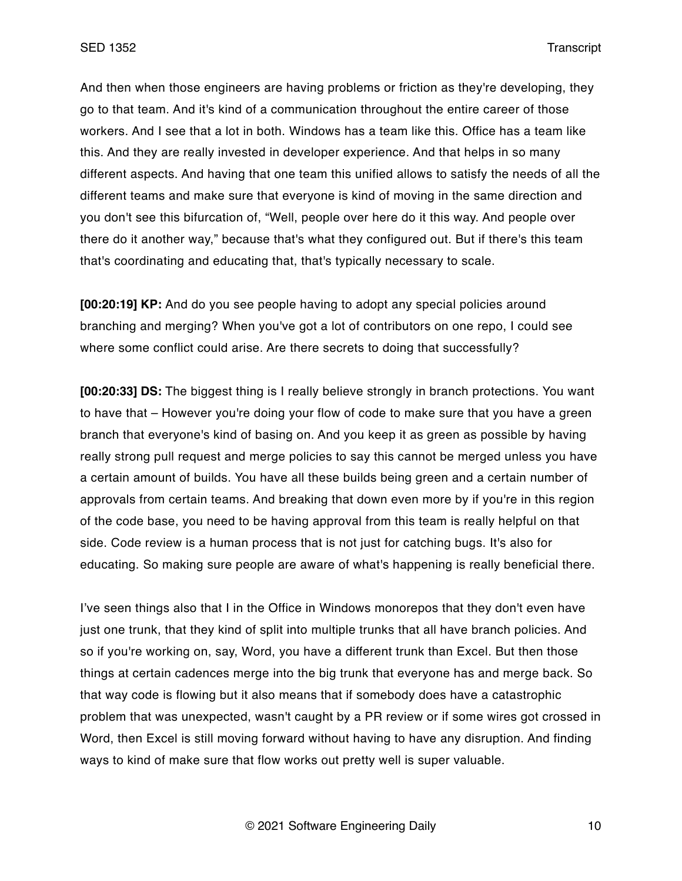And then when those engineers are having problems or friction as they're developing, they go to that team. And it's kind of a communication throughout the entire career of those workers. And I see that a lot in both. Windows has a team like this. Office has a team like this. And they are really invested in developer experience. And that helps in so many different aspects. And having that one team this unified allows to satisfy the needs of all the different teams and make sure that everyone is kind of moving in the same direction and you don't see this bifurcation of, "Well, people over here do it this way. And people over there do it another way," because that's what they configured out. But if there's this team that's coordinating and educating that, that's typically necessary to scale.

**[00:20:19] KP:** And do you see people having to adopt any special policies around branching and merging? When you've got a lot of contributors on one repo, I could see where some conflict could arise. Are there secrets to doing that successfully?

**[00:20:33] DS:** The biggest thing is I really believe strongly in branch protections. You want to have that – However you're doing your flow of code to make sure that you have a green branch that everyone's kind of basing on. And you keep it as green as possible by having really strong pull request and merge policies to say this cannot be merged unless you have a certain amount of builds. You have all these builds being green and a certain number of approvals from certain teams. And breaking that down even more by if you're in this region of the code base, you need to be having approval from this team is really helpful on that side. Code review is a human process that is not just for catching bugs. It's also for educating. So making sure people are aware of what's happening is really beneficial there.

I've seen things also that I in the Office in Windows monorepos that they don't even have just one trunk, that they kind of split into multiple trunks that all have branch policies. And so if you're working on, say, Word, you have a different trunk than Excel. But then those things at certain cadences merge into the big trunk that everyone has and merge back. So that way code is flowing but it also means that if somebody does have a catastrophic problem that was unexpected, wasn't caught by a PR review or if some wires got crossed in Word, then Excel is still moving forward without having to have any disruption. And finding ways to kind of make sure that flow works out pretty well is super valuable.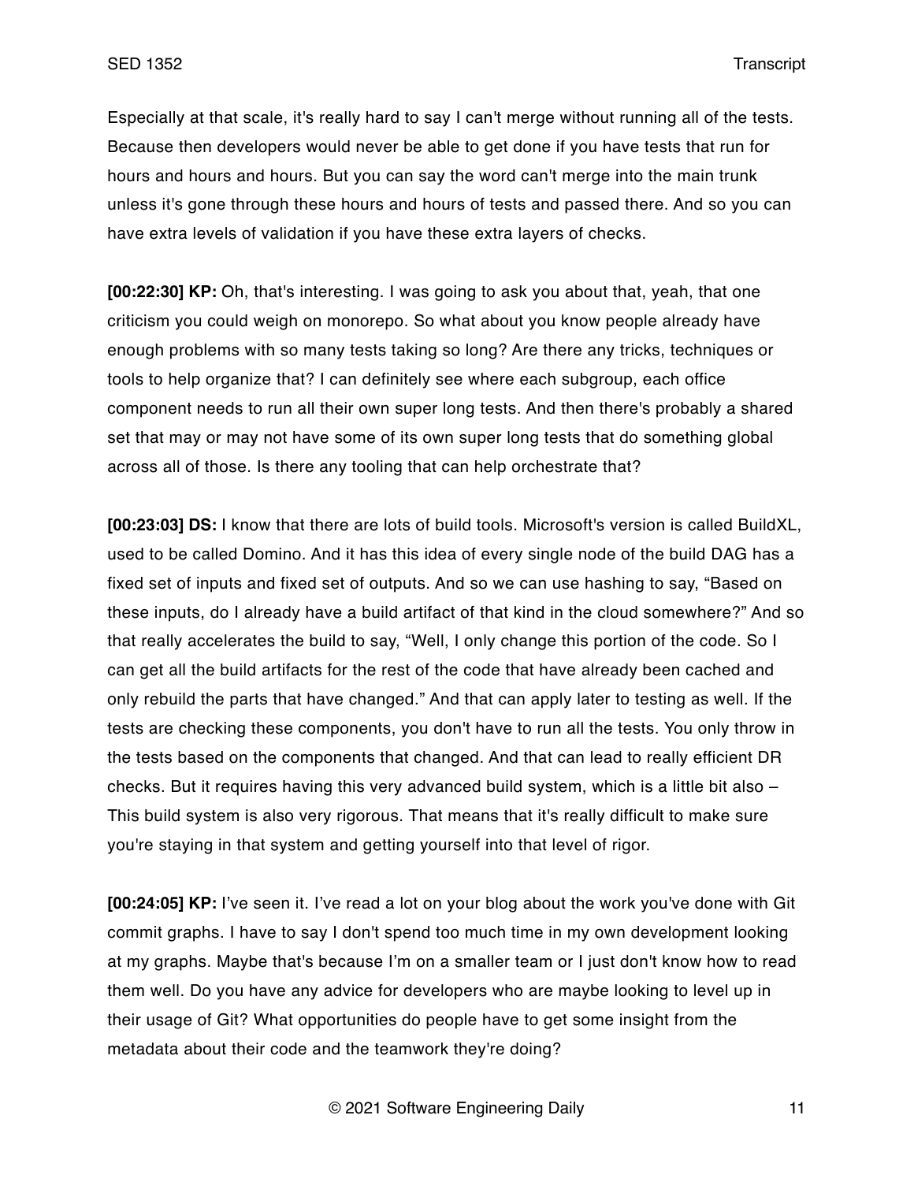Especially at that scale, it's really hard to say I can't merge without running all of the tests. Because then developers would never be able to get done if you have tests that run for hours and hours and hours. But you can say the word can't merge into the main trunk unless it's gone through these hours and hours of tests and passed there. And so you can have extra levels of validation if you have these extra layers of checks.

**[00:22:30] KP:** Oh, that's interesting. I was going to ask you about that, yeah, that one criticism you could weigh on monorepo. So what about you know people already have enough problems with so many tests taking so long? Are there any tricks, techniques or tools to help organize that? I can definitely see where each subgroup, each office component needs to run all their own super long tests. And then there's probably a shared set that may or may not have some of its own super long tests that do something global across all of those. Is there any tooling that can help orchestrate that?

**[00:23:03] DS:** I know that there are lots of build tools. Microsoft's version is called BuildXL, used to be called Domino. And it has this idea of every single node of the build DAG has a fixed set of inputs and fixed set of outputs. And so we can use hashing to say, "Based on these inputs, do I already have a build artifact of that kind in the cloud somewhere?" And so that really accelerates the build to say, "Well, I only change this portion of the code. So I can get all the build artifacts for the rest of the code that have already been cached and only rebuild the parts that have changed." And that can apply later to testing as well. If the tests are checking these components, you don't have to run all the tests. You only throw in the tests based on the components that changed. And that can lead to really efficient DR checks. But it requires having this very advanced build system, which is a little bit also – This build system is also very rigorous. That means that it's really difficult to make sure you're staying in that system and getting yourself into that level of rigor.

**[00:24:05] KP:** I've seen it. I've read a lot on your blog about the work you've done with Git commit graphs. I have to say I don't spend too much time in my own development looking at my graphs. Maybe that's because I'm on a smaller team or I just don't know how to read them well. Do you have any advice for developers who are maybe looking to level up in their usage of Git? What opportunities do people have to get some insight from the metadata about their code and the teamwork they're doing?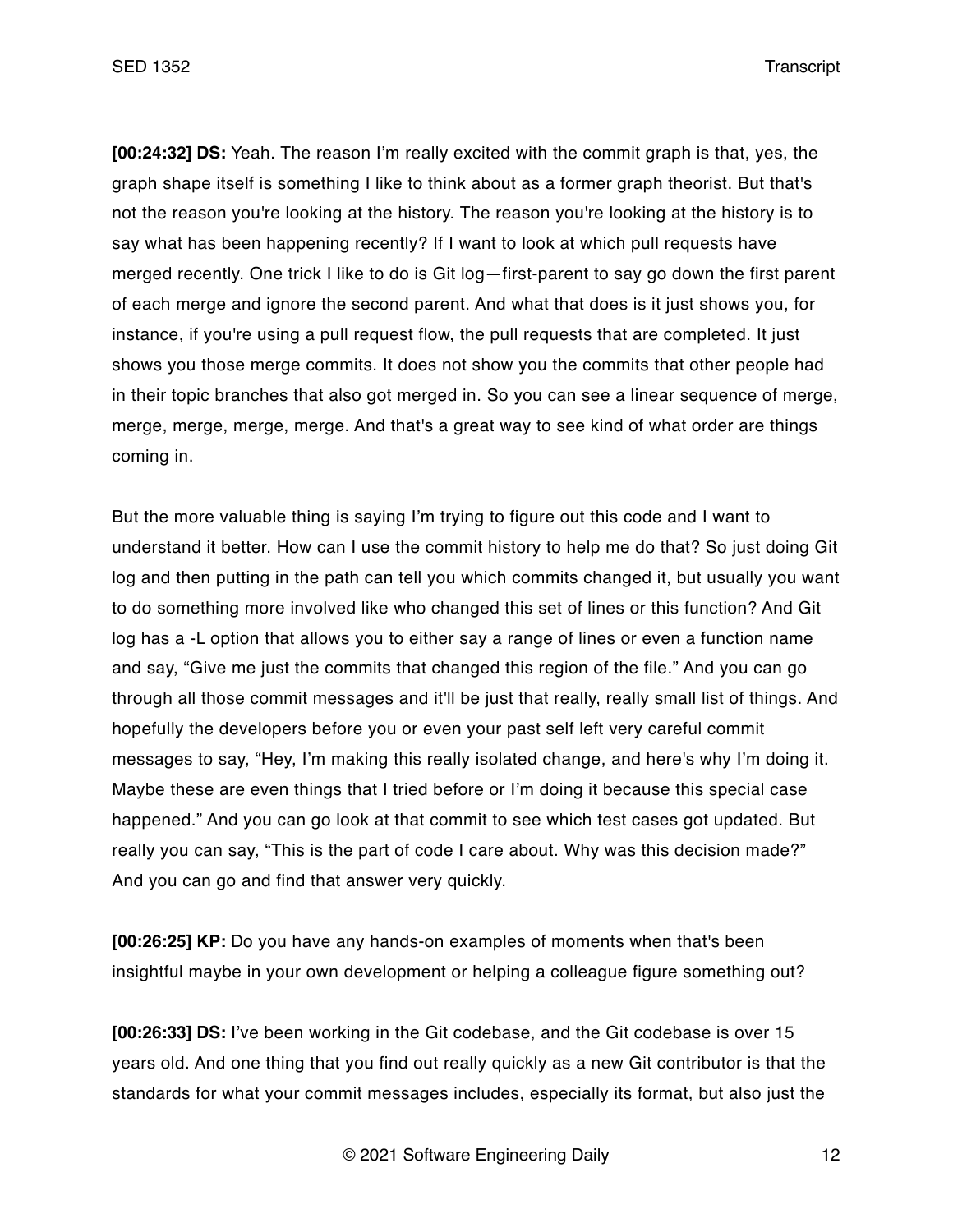**[00:24:32] DS:** Yeah. The reason I'm really excited with the commit graph is that, yes, the graph shape itself is something I like to think about as a former graph theorist. But that's not the reason you're looking at the history. The reason you're looking at the history is to say what has been happening recently? If I want to look at which pull requests have merged recently. One trick I like to do is Git log—first-parent to say go down the first parent of each merge and ignore the second parent. And what that does is it just shows you, for instance, if you're using a pull request flow, the pull requests that are completed. It just shows you those merge commits. It does not show you the commits that other people had in their topic branches that also got merged in. So you can see a linear sequence of merge, merge, merge, merge, merge. And that's a great way to see kind of what order are things coming in.

But the more valuable thing is saying I'm trying to figure out this code and I want to understand it better. How can I use the commit history to help me do that? So just doing Git log and then putting in the path can tell you which commits changed it, but usually you want to do something more involved like who changed this set of lines or this function? And Git log has a -L option that allows you to either say a range of lines or even a function name and say, "Give me just the commits that changed this region of the file." And you can go through all those commit messages and it'll be just that really, really small list of things. And hopefully the developers before you or even your past self left very careful commit messages to say, "Hey, I'm making this really isolated change, and here's why I'm doing it. Maybe these are even things that I tried before or I'm doing it because this special case happened." And you can go look at that commit to see which test cases got updated. But really you can say, "This is the part of code I care about. Why was this decision made?" And you can go and find that answer very quickly.

**[00:26:25] KP:** Do you have any hands-on examples of moments when that's been insightful maybe in your own development or helping a colleague figure something out?

**[00:26:33] DS:** I've been working in the Git codebase, and the Git codebase is over 15 years old. And one thing that you find out really quickly as a new Git contributor is that the standards for what your commit messages includes, especially its format, but also just the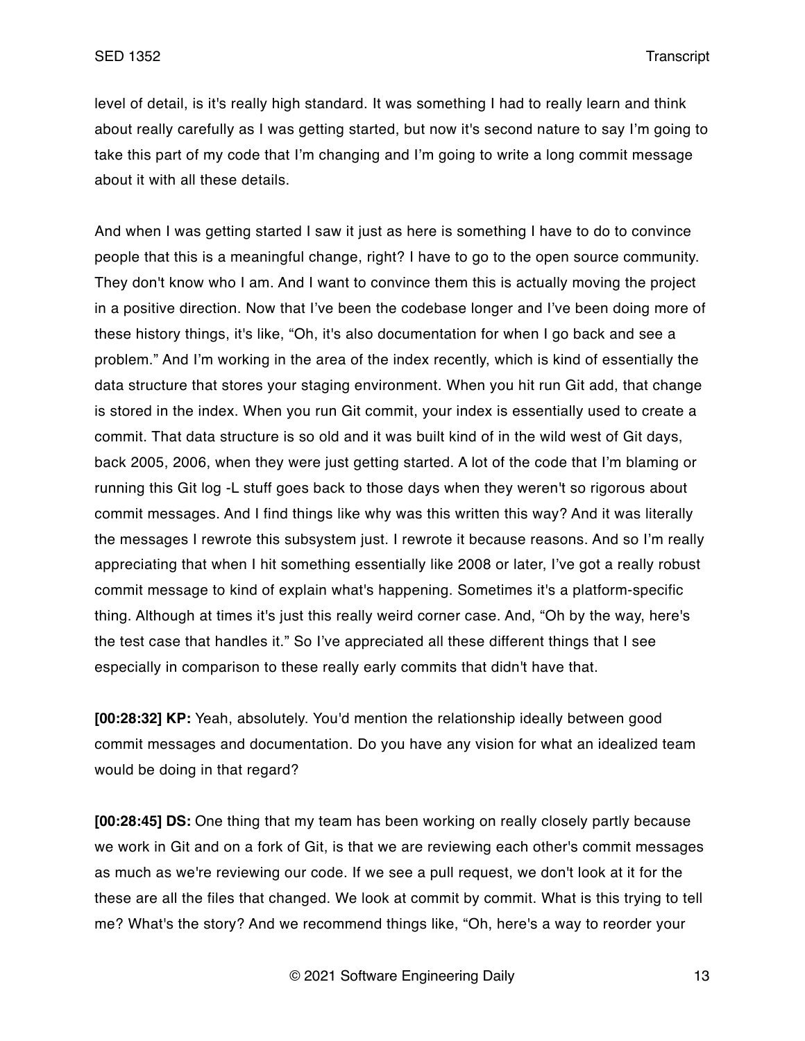level of detail, is it's really high standard. It was something I had to really learn and think about really carefully as I was getting started, but now it's second nature to say I'm going to take this part of my code that I'm changing and I'm going to write a long commit message about it with all these details.

And when I was getting started I saw it just as here is something I have to do to convince people that this is a meaningful change, right? I have to go to the open source community. They don't know who I am. And I want to convince them this is actually moving the project in a positive direction. Now that I've been the codebase longer and I've been doing more of these history things, it's like, "Oh, it's also documentation for when I go back and see a problem." And I'm working in the area of the index recently, which is kind of essentially the data structure that stores your staging environment. When you hit run Git add, that change is stored in the index. When you run Git commit, your index is essentially used to create a commit. That data structure is so old and it was built kind of in the wild west of Git days, back 2005, 2006, when they were just getting started. A lot of the code that I'm blaming or running this Git log -L stuff goes back to those days when they weren't so rigorous about commit messages. And I find things like why was this written this way? And it was literally the messages I rewrote this subsystem just. I rewrote it because reasons. And so I'm really appreciating that when I hit something essentially like 2008 or later, I've got a really robust commit message to kind of explain what's happening. Sometimes it's a platform-specific thing. Although at times it's just this really weird corner case. And, "Oh by the way, here's the test case that handles it." So I've appreciated all these different things that I see especially in comparison to these really early commits that didn't have that.

**[00:28:32] KP:** Yeah, absolutely. You'd mention the relationship ideally between good commit messages and documentation. Do you have any vision for what an idealized team would be doing in that regard?

**[00:28:45] DS:** One thing that my team has been working on really closely partly because we work in Git and on a fork of Git, is that we are reviewing each other's commit messages as much as we're reviewing our code. If we see a pull request, we don't look at it for the these are all the files that changed. We look at commit by commit. What is this trying to tell me? What's the story? And we recommend things like, "Oh, here's a way to reorder your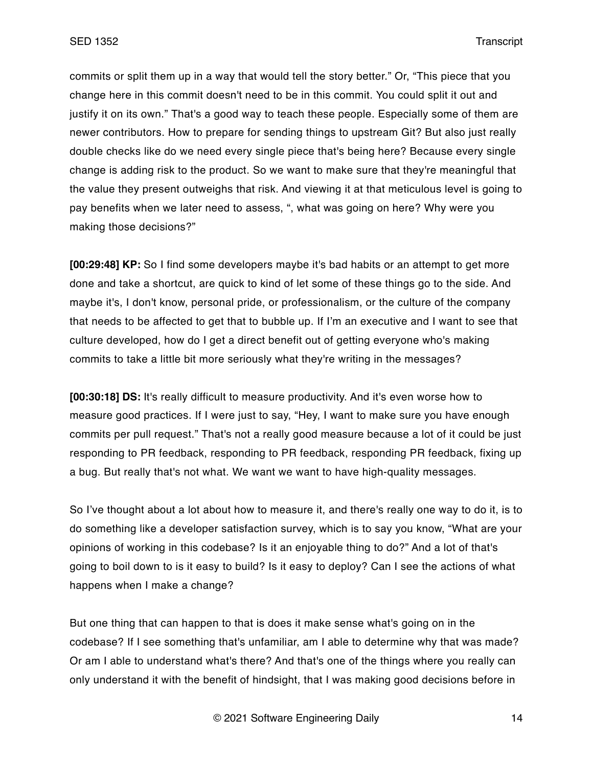commits or split them up in a way that would tell the story better." Or, "This piece that you change here in this commit doesn't need to be in this commit. You could split it out and justify it on its own." That's a good way to teach these people. Especially some of them are newer contributors. How to prepare for sending things to upstream Git? But also just really double checks like do we need every single piece that's being here? Because every single change is adding risk to the product. So we want to make sure that they're meaningful that the value they present outweighs that risk. And viewing it at that meticulous level is going to pay benefits when we later need to assess, ", what was going on here? Why were you making those decisions?"

**[00:29:48] KP:** So I find some developers maybe it's bad habits or an attempt to get more done and take a shortcut, are quick to kind of let some of these things go to the side. And maybe it's, I don't know, personal pride, or professionalism, or the culture of the company that needs to be affected to get that to bubble up. If I'm an executive and I want to see that culture developed, how do I get a direct benefit out of getting everyone who's making commits to take a little bit more seriously what they're writing in the messages?

**[00:30:18] DS:** It's really difficult to measure productivity. And it's even worse how to measure good practices. If I were just to say, "Hey, I want to make sure you have enough commits per pull request." That's not a really good measure because a lot of it could be just responding to PR feedback, responding to PR feedback, responding PR feedback, fixing up a bug. But really that's not what. We want we want to have high-quality messages.

So I've thought about a lot about how to measure it, and there's really one way to do it, is to do something like a developer satisfaction survey, which is to say you know, "What are your opinions of working in this codebase? Is it an enjoyable thing to do?" And a lot of that's going to boil down to is it easy to build? Is it easy to deploy? Can I see the actions of what happens when I make a change?

But one thing that can happen to that is does it make sense what's going on in the codebase? If I see something that's unfamiliar, am I able to determine why that was made? Or am I able to understand what's there? And that's one of the things where you really can only understand it with the benefit of hindsight, that I was making good decisions before in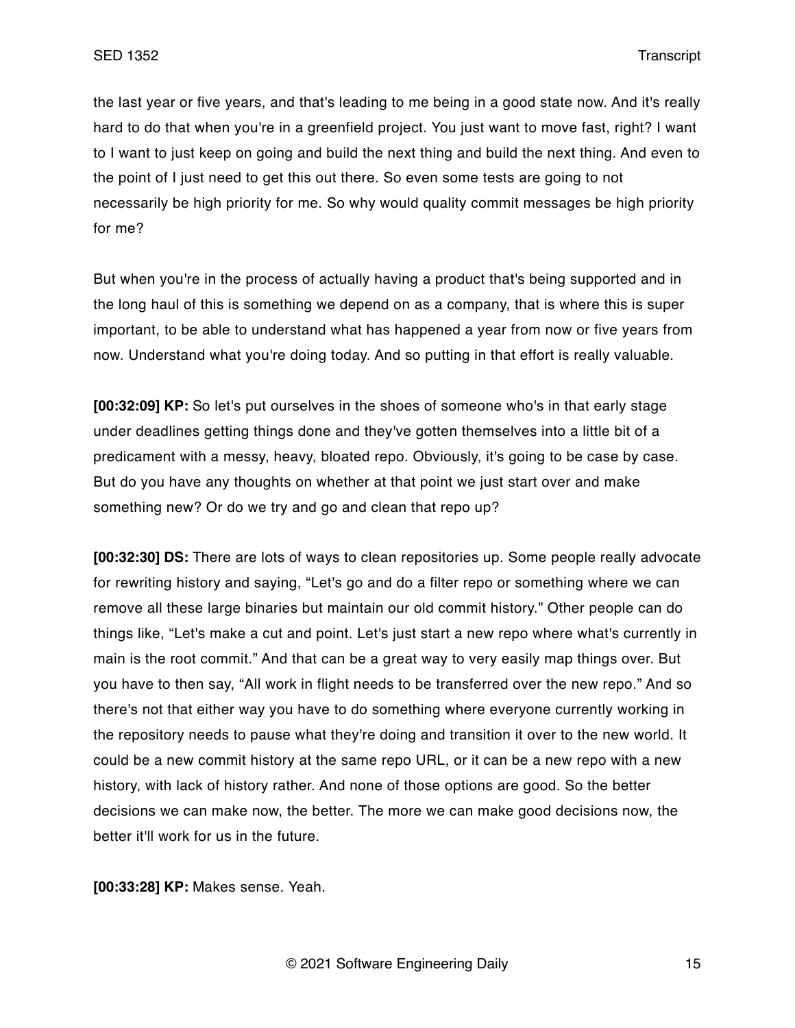the last year or five years, and that's leading to me being in a good state now. And it's really hard to do that when you're in a greenfield project. You just want to move fast, right? I want to I want to just keep on going and build the next thing and build the next thing. And even to the point of I just need to get this out there. So even some tests are going to not necessarily be high priority for me. So why would quality commit messages be high priority for me?

But when you're in the process of actually having a product that's being supported and in the long haul of this is something we depend on as a company, that is where this is super important, to be able to understand what has happened a year from now or five years from now. Understand what you're doing today. And so putting in that effort is really valuable.

**[00:32:09] KP:** So let's put ourselves in the shoes of someone who's in that early stage under deadlines getting things done and they've gotten themselves into a little bit of a predicament with a messy, heavy, bloated repo. Obviously, it's going to be case by case. But do you have any thoughts on whether at that point we just start over and make something new? Or do we try and go and clean that repo up?

**[00:32:30] DS:** There are lots of ways to clean repositories up. Some people really advocate for rewriting history and saying, "Let's go and do a filter repo or something where we can remove all these large binaries but maintain our old commit history." Other people can do things like, "Let's make a cut and point. Let's just start a new repo where what's currently in main is the root commit." And that can be a great way to very easily map things over. But you have to then say, "All work in flight needs to be transferred over the new repo." And so there's not that either way you have to do something where everyone currently working in the repository needs to pause what they're doing and transition it over to the new world. It could be a new commit history at the same repo URL, or it can be a new repo with a new history, with lack of history rather. And none of those options are good. So the better decisions we can make now, the better. The more we can make good decisions now, the better it'll work for us in the future.

**[00:33:28] KP:** Makes sense. Yeah.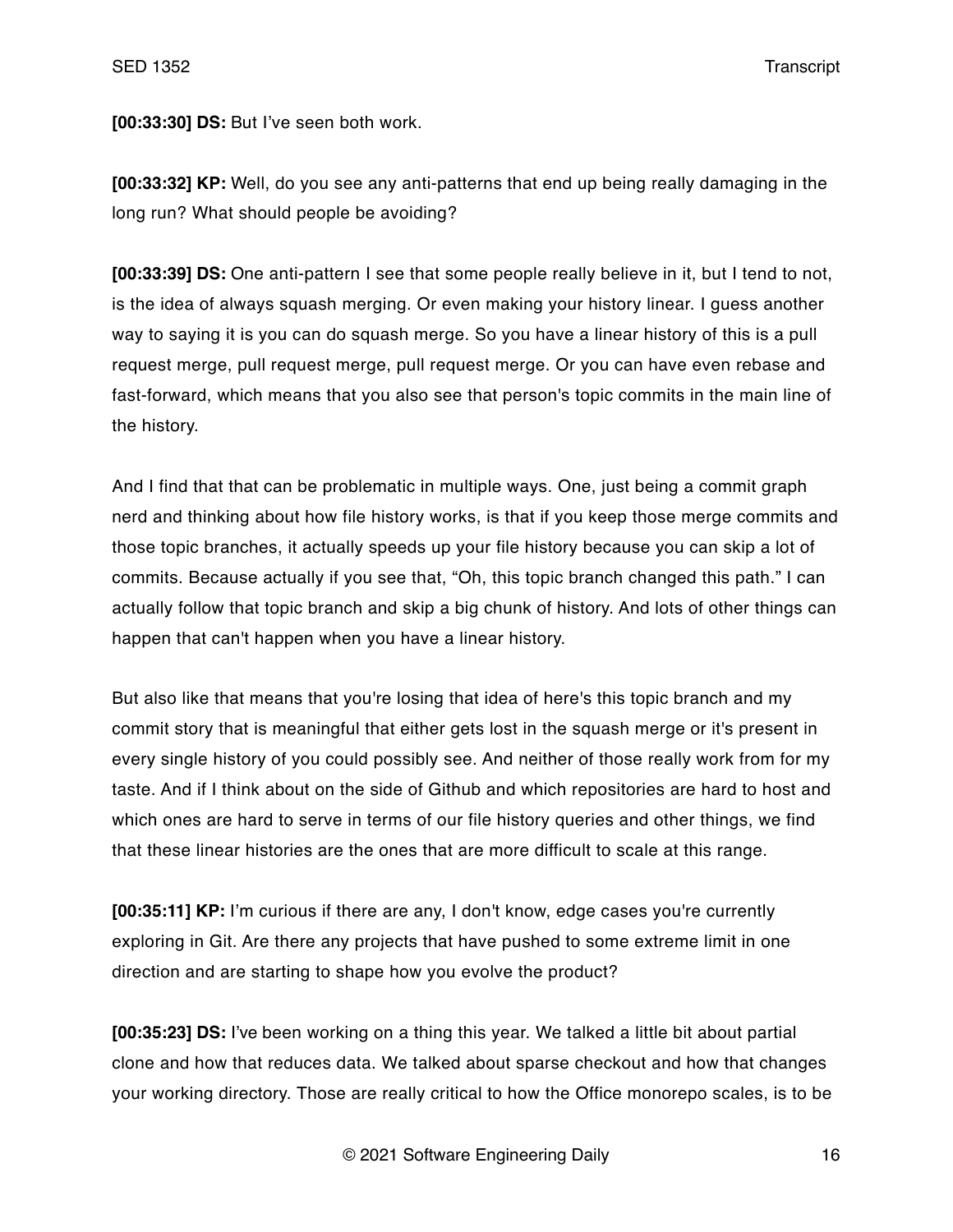**[00:33:30] DS:** But I've seen both work.

**[00:33:32] KP:** Well, do you see any anti-patterns that end up being really damaging in the long run? What should people be avoiding?

**[00:33:39] DS:** One anti-pattern I see that some people really believe in it, but I tend to not, is the idea of always squash merging. Or even making your history linear. I guess another way to saying it is you can do squash merge. So you have a linear history of this is a pull request merge, pull request merge, pull request merge. Or you can have even rebase and fast-forward, which means that you also see that person's topic commits in the main line of the history.

And I find that that can be problematic in multiple ways. One, just being a commit graph nerd and thinking about how file history works, is that if you keep those merge commits and those topic branches, it actually speeds up your file history because you can skip a lot of commits. Because actually if you see that, "Oh, this topic branch changed this path." I can actually follow that topic branch and skip a big chunk of history. And lots of other things can happen that can't happen when you have a linear history.

But also like that means that you're losing that idea of here's this topic branch and my commit story that is meaningful that either gets lost in the squash merge or it's present in every single history of you could possibly see. And neither of those really work from for my taste. And if I think about on the side of Github and which repositories are hard to host and which ones are hard to serve in terms of our file history queries and other things, we find that these linear histories are the ones that are more difficult to scale at this range.

**[00:35:11] KP:** I'm curious if there are any, I don't know, edge cases you're currently exploring in Git. Are there any projects that have pushed to some extreme limit in one direction and are starting to shape how you evolve the product?

**[00:35:23] DS:** I've been working on a thing this year. We talked a little bit about partial clone and how that reduces data. We talked about sparse checkout and how that changes your working directory. Those are really critical to how the Office monorepo scales, is to be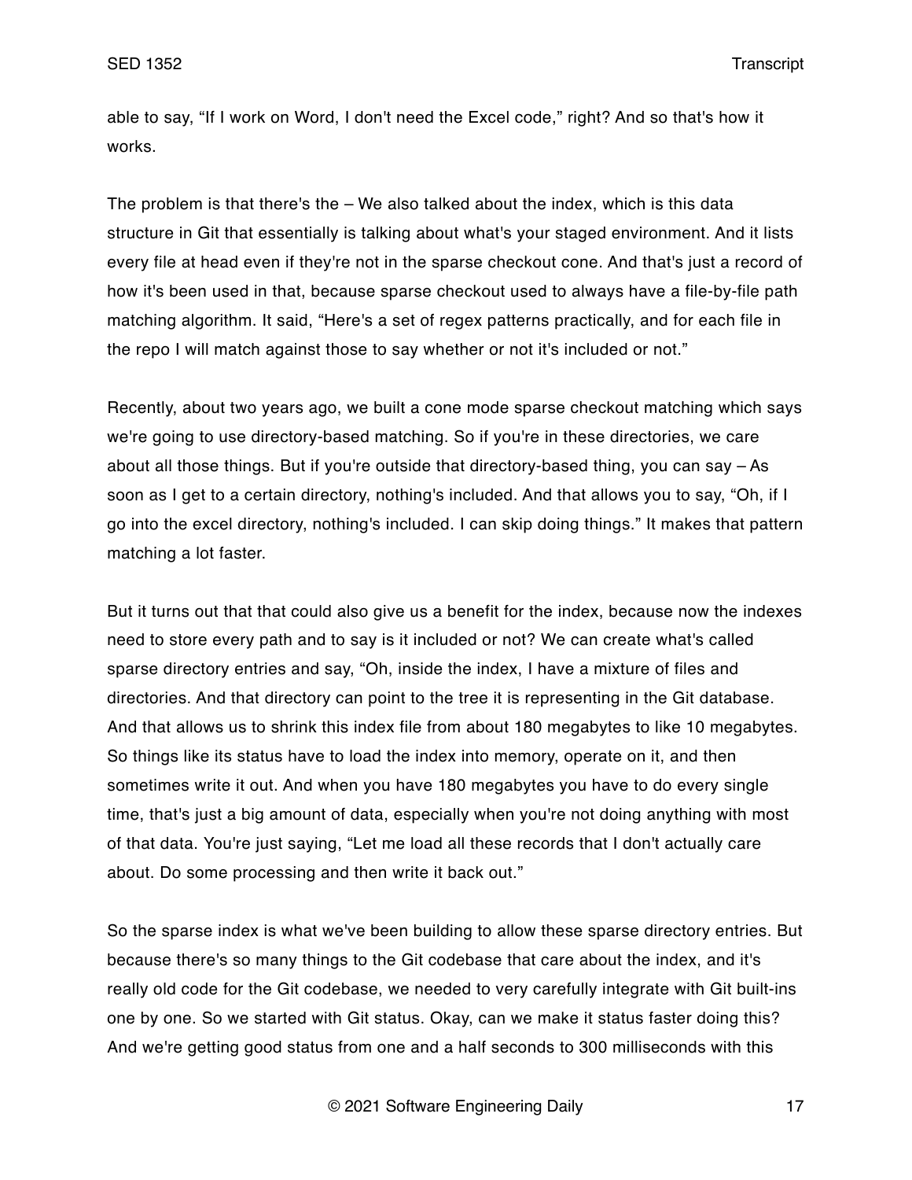able to say, "If I work on Word, I don't need the Excel code," right? And so that's how it works.

The problem is that there's the – We also talked about the index, which is this data structure in Git that essentially is talking about what's your staged environment. And it lists every file at head even if they're not in the sparse checkout cone. And that's just a record of how it's been used in that, because sparse checkout used to always have a file-by-file path matching algorithm. It said, "Here's a set of regex patterns practically, and for each file in the repo I will match against those to say whether or not it's included or not."

Recently, about two years ago, we built a cone mode sparse checkout matching which says we're going to use directory-based matching. So if you're in these directories, we care about all those things. But if you're outside that directory-based thing, you can say – As soon as I get to a certain directory, nothing's included. And that allows you to say, "Oh, if I go into the excel directory, nothing's included. I can skip doing things." It makes that pattern matching a lot faster.

But it turns out that that could also give us a benefit for the index, because now the indexes need to store every path and to say is it included or not? We can create what's called sparse directory entries and say, "Oh, inside the index, I have a mixture of files and directories. And that directory can point to the tree it is representing in the Git database. And that allows us to shrink this index file from about 180 megabytes to like 10 megabytes. So things like its status have to load the index into memory, operate on it, and then sometimes write it out. And when you have 180 megabytes you have to do every single time, that's just a big amount of data, especially when you're not doing anything with most of that data. You're just saying, "Let me load all these records that I don't actually care about. Do some processing and then write it back out."

So the sparse index is what we've been building to allow these sparse directory entries. But because there's so many things to the Git codebase that care about the index, and it's really old code for the Git codebase, we needed to very carefully integrate with Git built-ins one by one. So we started with Git status. Okay, can we make it status faster doing this? And we're getting good status from one and a half seconds to 300 milliseconds with this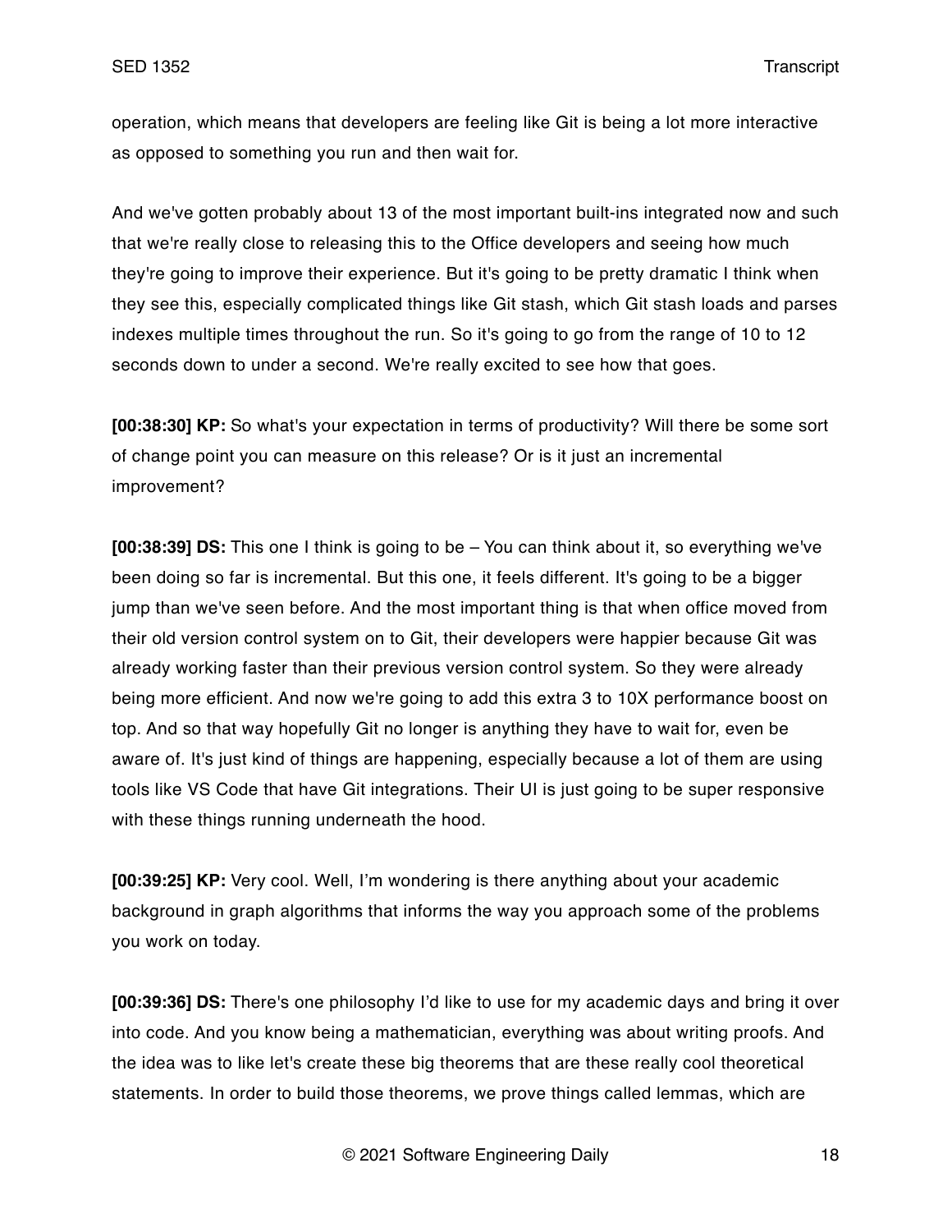operation, which means that developers are feeling like Git is being a lot more interactive as opposed to something you run and then wait for.

And we've gotten probably about 13 of the most important built-ins integrated now and such that we're really close to releasing this to the Office developers and seeing how much they're going to improve their experience. But it's going to be pretty dramatic I think when they see this, especially complicated things like Git stash, which Git stash loads and parses indexes multiple times throughout the run. So it's going to go from the range of 10 to 12 seconds down to under a second. We're really excited to see how that goes.

**[00:38:30] KP:** So what's your expectation in terms of productivity? Will there be some sort of change point you can measure on this release? Or is it just an incremental improvement?

**[00:38:39] DS:** This one I think is going to be – You can think about it, so everything we've been doing so far is incremental. But this one, it feels different. It's going to be a bigger jump than we've seen before. And the most important thing is that when office moved from their old version control system on to Git, their developers were happier because Git was already working faster than their previous version control system. So they were already being more efficient. And now we're going to add this extra 3 to 10X performance boost on top. And so that way hopefully Git no longer is anything they have to wait for, even be aware of. It's just kind of things are happening, especially because a lot of them are using tools like VS Code that have Git integrations. Their UI is just going to be super responsive with these things running underneath the hood.

**[00:39:25] KP:** Very cool. Well, I'm wondering is there anything about your academic background in graph algorithms that informs the way you approach some of the problems you work on today.

**[00:39:36] DS:** There's one philosophy I'd like to use for my academic days and bring it over into code. And you know being a mathematician, everything was about writing proofs. And the idea was to like let's create these big theorems that are these really cool theoretical statements. In order to build those theorems, we prove things called lemmas, which are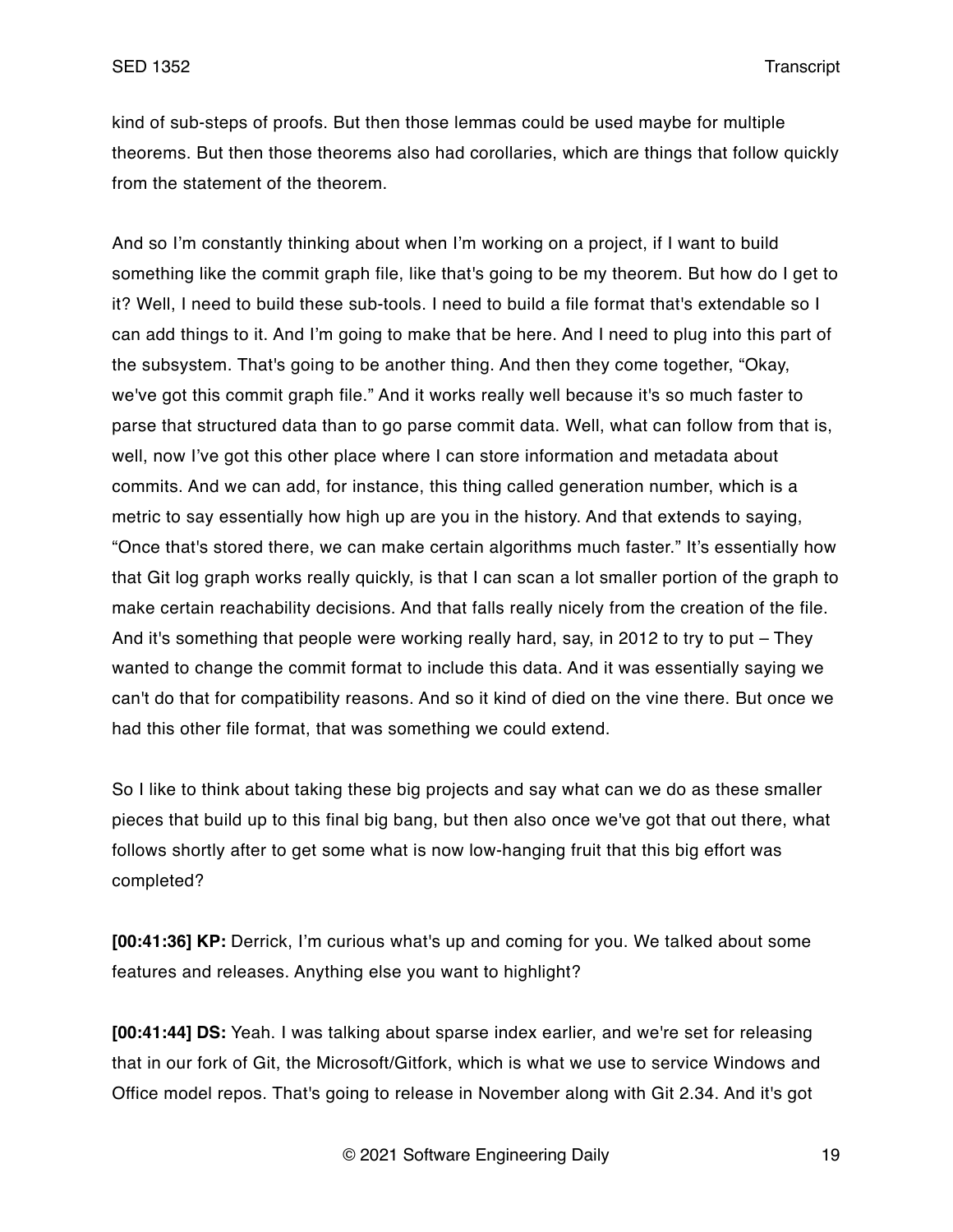kind of sub-steps of proofs. But then those lemmas could be used maybe for multiple theorems. But then those theorems also had corollaries, which are things that follow quickly from the statement of the theorem.

And so I'm constantly thinking about when I'm working on a project, if I want to build something like the commit graph file, like that's going to be my theorem. But how do I get to it? Well, I need to build these sub-tools. I need to build a file format that's extendable so I can add things to it. And I'm going to make that be here. And I need to plug into this part of the subsystem. That's going to be another thing. And then they come together, "Okay, we've got this commit graph file." And it works really well because it's so much faster to parse that structured data than to go parse commit data. Well, what can follow from that is, well, now I've got this other place where I can store information and metadata about commits. And we can add, for instance, this thing called generation number, which is a metric to say essentially how high up are you in the history. And that extends to saying, "Once that's stored there, we can make certain algorithms much faster." It's essentially how that Git log graph works really quickly, is that I can scan a lot smaller portion of the graph to make certain reachability decisions. And that falls really nicely from the creation of the file. And it's something that people were working really hard, say, in 2012 to try to put – They wanted to change the commit format to include this data. And it was essentially saying we can't do that for compatibility reasons. And so it kind of died on the vine there. But once we had this other file format, that was something we could extend.

So I like to think about taking these big projects and say what can we do as these smaller pieces that build up to this final big bang, but then also once we've got that out there, what follows shortly after to get some what is now low-hanging fruit that this big effort was completed?

**[00:41:36] KP:** Derrick, I'm curious what's up and coming for you. We talked about some features and releases. Anything else you want to highlight?

**[00:41:44] DS:** Yeah. I was talking about sparse index earlier, and we're set for releasing that in our fork of Git, the Microsoft/Gitfork, which is what we use to service Windows and Office model repos. That's going to release in November along with Git 2.34. And it's got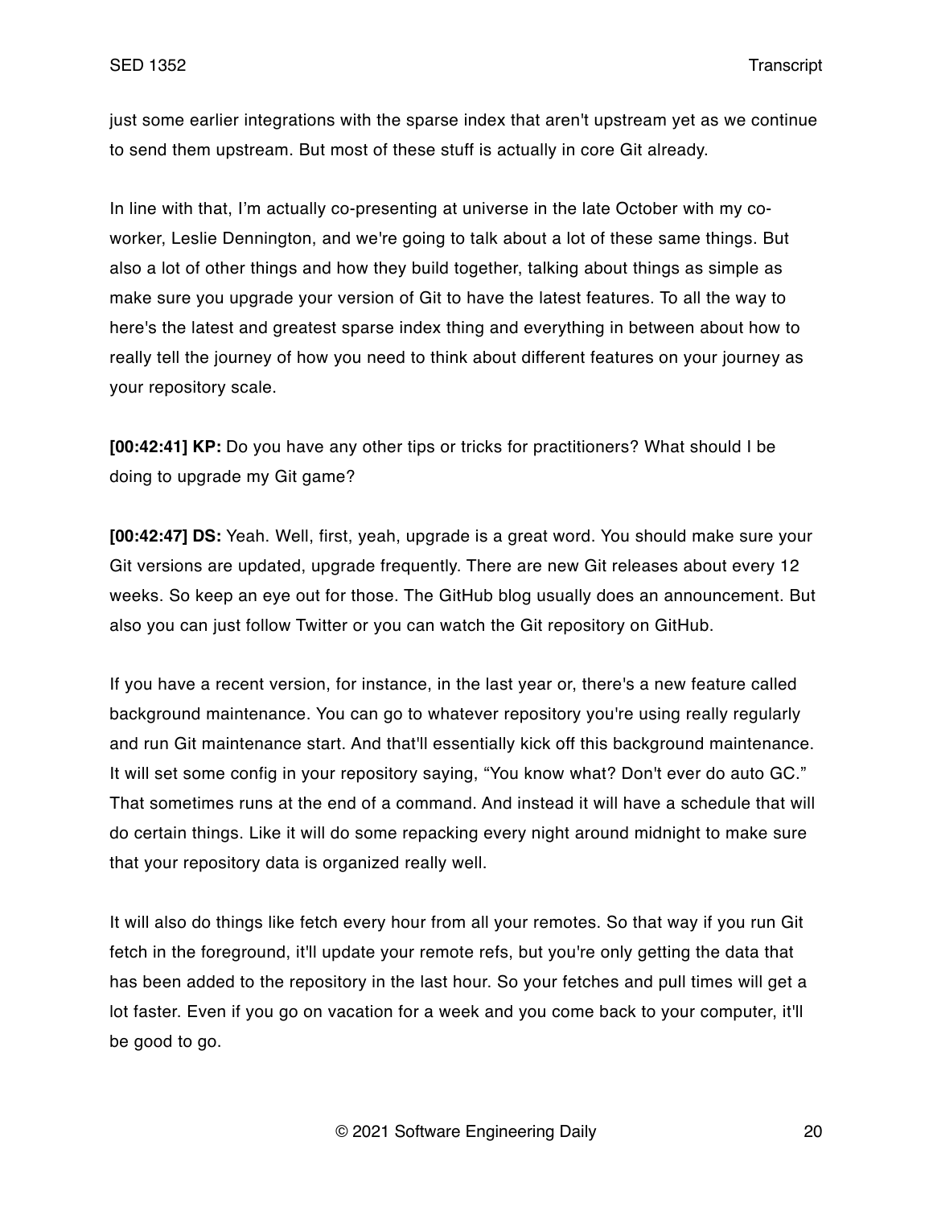just some earlier integrations with the sparse index that aren't upstream yet as we continue to send them upstream. But most of these stuff is actually in core Git already.

In line with that, I'm actually co-presenting at universe in the late October with my co-worker, Leslie Dennington, and we're going to talk about a lot of these same things. But also a lot of other things and how they build together, talking about things as simple as make sure you upgrade your version of Git to have the latest features. To all the way to here's the latest and greatest sparse index thing and everything in between about how to really tell the journey of how you need to think about different features on your journey as your repository scale.

**[00:42:41] KP:** Do you have any other tips or tricks for practitioners? What should I be doing to upgrade my Git game?

**[00:42:47] DS:** Yeah. Well, first, yeah, upgrade is a great word. You should make sure your Git versions are updated, upgrade frequently. There are new Git releases about every 12 weeks. So keep an eye out for those. The GitHub blog usually does an announcement. But also you can just follow Twitter or you can watch the Git repository on GitHub.

If you have a recent version, for instance, in the last year or, there's a new feature called background maintenance. You can go to whatever repository you're using really regularly and run Git maintenance start. And that'll essentially kick off this background maintenance. It will set some config in your repository saying, "You know what? Don't ever do auto GC." That sometimes runs at the end of a command. And instead it will have a schedule that will do certain things. Like it will do some repacking every night around midnight to make sure that your repository data is organized really well.

It will also do things like fetch every hour from all your remotes. So that way if you run Git fetch in the foreground, it'll update your remote refs, but you're only getting the data that has been added to the repository in the last hour. So your fetches and pull times will get a lot faster. Even if you go on vacation for a week and you come back to your computer, it'll be good to go.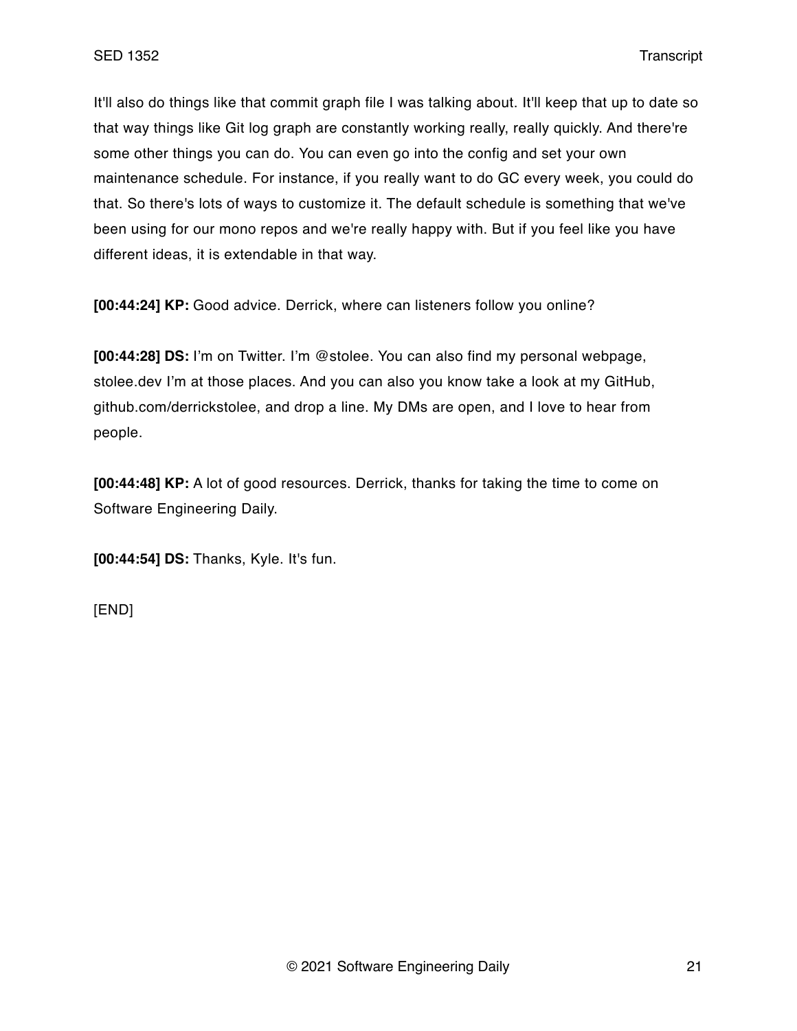It'll also do things like that commit graph file I was talking about. It'll keep that up to date so that way things like Git log graph are constantly working really, really quickly. And there're some other things you can do. You can even go into the config and set your own maintenance schedule. For instance, if you really want to do GC every week, you could do that. So there's lots of ways to customize it. The default schedule is something that we've been using for our mono repos and we're really happy with. But if you feel like you have different ideas, it is extendable in that way.

**[00:44:24] KP:** Good advice. Derrick, where can listeners follow you online?

**[00:44:28] DS:** I'm on Twitter. I'm @stolee. You can also find my personal webpage, stolee.dev I'm at those places. And you can also you know take a look at my GitHub, github.com/derrickstolee, and drop a line. My DMs are open, and I love to hear from people.

**[00:44:48] KP:** A lot of good resources. Derrick, thanks for taking the time to come on Software Engineering Daily.

**[00:44:54] DS:** Thanks, Kyle. It's fun.

[END]